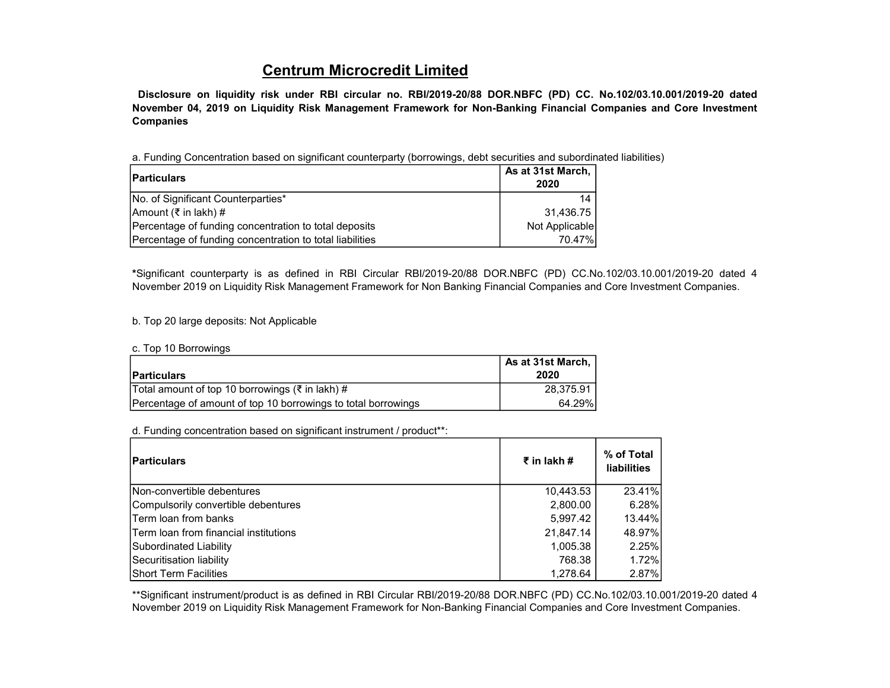# Centrum Microcredit Limited

**Disclosure on liquidity risk under RBI circular no. RBI/2019-20/88 DOR.NBFC (PD) CC. No.102/03.10.001/2019-20 dated November 04, 2019 on Liquidity Risk Management Framework for Non-Banking Financial Companies and Core Investment Companies**

a. Funding Concentration based on significant counterparty (borrowings, debt securities and subordinated liabilities)

| Particulars | As at 31st March, 2020 |
|---|---|
| No. of Significant Counterparties* | 14 |
| Amount (₹ in lakh) # | 31,436.75 |
| Percentage of funding concentration to total deposits | Not Applicable |
| Percentage of funding concentration to total liabilities | 70.47% |

*Significant counterparty is as defined in RBI Circular RBI/2019-20/88 DOR.NBFC (PD) CC.No.102/03.10.001/2019-20 dated 4 November 2019 on Liquidity Risk Management Framework for Non Banking Financial Companies and Core Investment Companies.

b. Top 20 large deposits: Not Applicable

c. Top 10 Borrowings

| Particulars | As at 31st March, 2020 |
|---|---|
| Total amount of top 10 borrowings (₹ in lakh) # | 28,375.91 |
| Percentage of amount of top 10 borrowings to total borrowings | 64.29% |

d. Funding concentration based on significant instrument / product**:

| Particulars | ₹ in lakh # | % of Total liabilities |
|---|---|---|
| Non-convertible debentures | 10,443.53 | 23.41% |
| Compulsorily convertible debentures | 2,800.00 | 6.28% |
| Term loan from banks | 5,997.42 | 13.44% |
| Term loan from financial institutions | 21,847.14 | 48.97% |
| Subordinated Liability | 1,005.38 | 2.25% |
| Securitisation liability | 768.38 | 1.72% |
| Short Term Facilities | 1,278.64 | 2.87% |

**Significant instrument/product is as defined in RBI Circular RBI/2019-20/88 DOR.NBFC (PD) CC.No.102/03.10.001/2019-20 dated 4 November 2019 on Liquidity Risk Management Framework for Non-Banking Financial Companies and Core Investment Companies.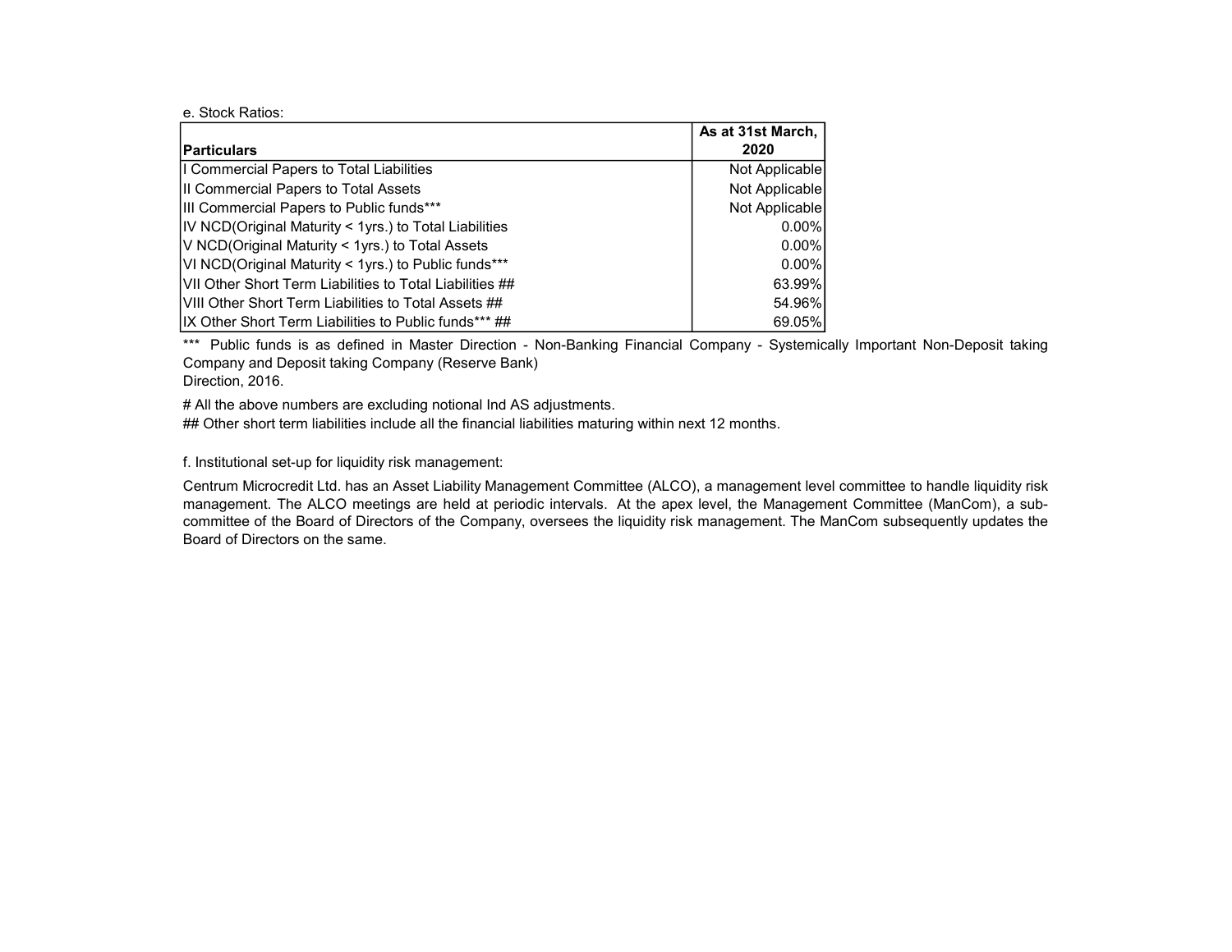e. Stock Ratios:

| Particulars | As at 31st March, 2020 |
|---|---|
| I Commercial Papers to Total Liabilities | Not Applicable |
| II Commercial Papers to Total Assets | Not Applicable |
| III Commercial Papers to Public funds*** | Not Applicable |
| IV NCD(Original Maturity < 1yrs.) to Total Liabilities | 0.00% |
| V NCD(Original Maturity < 1yrs.) to Total Assets | 0.00% |
| VI NCD(Original Maturity < 1yrs.) to Public funds*** | 0.00% |
| VII Other Short Term Liabilities to Total Liabilities ## | 63.99% |
| VIII Other Short Term Liabilities to Total Assets ## | 54.96% |
| IX Other Short Term Liabilities to Public funds*** ## | 69.05% |

*** Public funds is as defined in Master Direction - Non-Banking Financial Company - Systemically Important Non-Deposit taking Company and Deposit taking Company (Reserve Bank) Direction, 2016.

# All the above numbers are excluding notional Ind AS adjustments.

## Other short term liabilities include all the financial liabilities maturing within next 12 months.

f. Institutional set-up for liquidity risk management:

Centrum Microcredit Ltd. has an Asset Liability Management Committee (ALCO), a management level committee to handle liquidity risk management. The ALCO meetings are held at periodic intervals. At the apex level, the Management Committee (ManCom), a sub-committee of the Board of Directors of the Company, oversees the liquidity risk management. The ManCom subsequently updates the Board of Directors on the same.